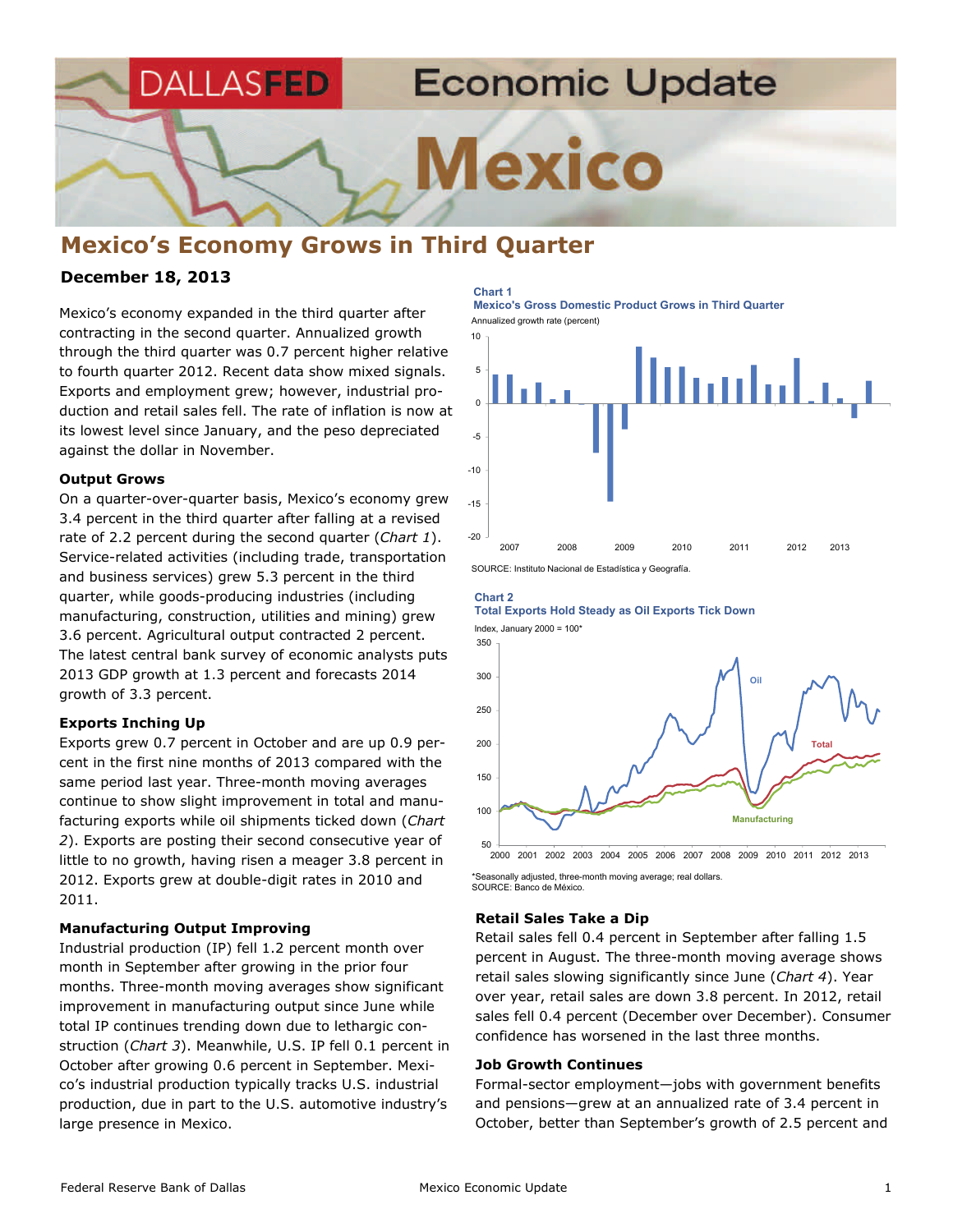# Mexico Economic Update

## Mexico's Economy Grows in Third Quarter

**December 18, 2013**

Mexico's economy expanded in the third quarter after contracting in the second quarter. Annualized growth through the third quarter was 0.7 percent higher relative to fourth quarter 2012. Recent data show mixed signals. Exports and employment grew; however, industrial production and retail sales fell. The rate of inflation is now at its lowest level since January, and the peso depreciated against the dollar in November.

### Output Grows

On a quarter-over-quarter basis, Mexico's economy grew 3.4 percent in the third quarter after falling at a revised rate of 2.2 percent during the second quarter (*Chart 1*). Service-related activities (including trade, transportation and business services) grew 5.3 percent in the third quarter, while goods-producing industries (including manufacturing, construction, utilities and mining) grew 3.6 percent. Agricultural output contracted 2 percent. The latest central bank survey of economic analysts puts 2013 GDP growth at 1.3 percent and forecasts 2014 growth of 3.3 percent.

### Exports Inching Up

Exports grew 0.7 percent in October and are up 0.9 percent in the first nine months of 2013 compared with the same period last year. Three-month moving averages continue to show slight improvement in total and manufacturing exports while oil shipments ticked down (*Chart 2*). Exports are posting their second consecutive year of little to no growth, having risen a meager 3.8 percent in 2012. Exports grew at double-digit rates in 2010 and 2011.

### Manufacturing Output Improving

Industrial production (IP) fell 1.2 percent month over month in September after growing in the prior four months. Three-month moving averages show significant improvement in manufacturing output since June while total IP continues trending down due to lethargic construction (*Chart 3*). Meanwhile, U.S. IP fell 0.1 percent in October after growing 0.6 percent in September. Mexico's industrial production typically tracks U.S. industrial production, due in part to the U.S. automotive industry's large presence in Mexico.

**Chart 1**
**Mexico's Gross Domestic Product Grows in Third Quarter**
Annualized growth rate (percent)

SOURCE: Instituto Nacional de Estadística y Geografía.

**Chart 2**
**Total Exports Hold Steady as Oil Exports Tick Down**
Index, January 2000 = 100*

*Seasonally adjusted, three-month moving average; real dollars.
SOURCE: Banco de México.

### Retail Sales Take a Dip

Retail sales fell 0.4 percent in September after falling 1.5 percent in August. The three-month moving average shows retail sales slowing significantly since June (*Chart 4*). Year over year, retail sales are down 3.8 percent. In 2012, retail sales fell 0.4 percent (December over December). Consumer confidence has worsened in the last three months.

### Job Growth Continues

Formal-sector employment—jobs with government benefits and pensions—grew at an annualized rate of 3.4 percent in October, better than September's growth of 2.5 percent and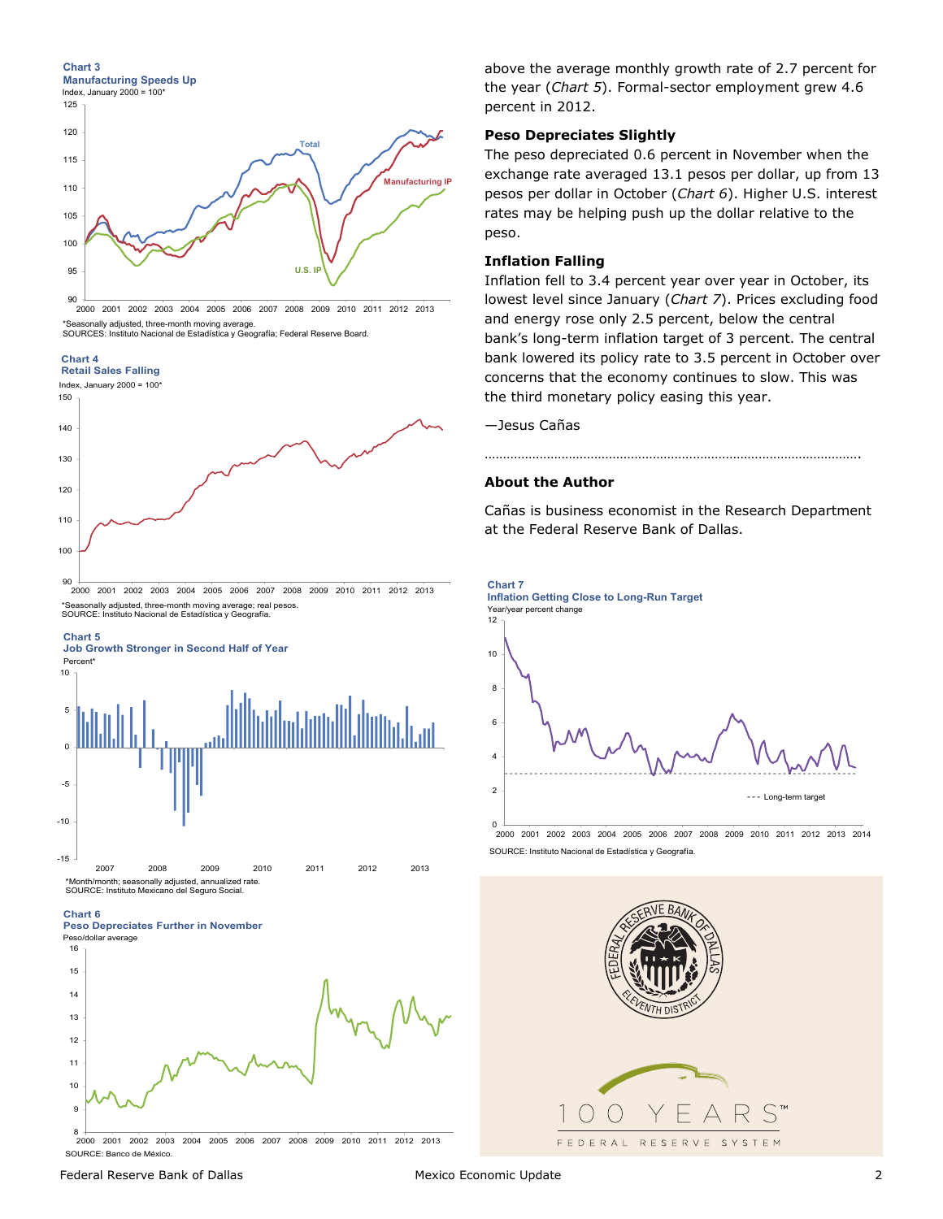**Chart 3**
**Manufacturing Speeds Up**
Index, January 2000 = 100*

125
120
115
110
105
100
95
90
2000 2001 2002 2003 2004 2005 2006 2007 2008 2009 2010 2011 2012 2013

Total
Manufacturing IP
U.S. IP

*Seasonally adjusted, three-month moving average.
SOURCES: Instituto Nacional de Estadística y Geografía; Federal Reserve Board.

**Chart 4**
**Retail Sales Falling**
Index, January 2000 = 100*

150
140
130
120
110
100
90
2000 2001 2002 2003 2004 2005 2006 2007 2008 2009 2010 2011 2012 2013

*Seasonally adjusted, three-month moving average; real pesos.
SOURCE: Instituto Nacional de Estadística y Geografía.

**Chart 5**
**Job Growth Stronger in Second Half of Year**
Percent*

10
5
0
-5
-10
-15
2007 2008 2009 2010 2011 2012 2013

*Month/month; seasonally adjusted, annualized rate.
SOURCE: Instituto Mexicano del Seguro Social.

**Chart 6**
**Peso Depreciates Further in November**
Peso/dollar average

16
15
14
13
12
11
10
9
8
2000 2001 2002 2003 2004 2005 2006 2007 2008 2009 2010 2011 2012 2013

SOURCE: Banco de México.

above the average monthly growth rate of 2.7 percent for the year (*Chart 5*). Formal-sector employment grew 4.6 percent in 2012.

### Peso Depreciates Slightly

The peso depreciated 0.6 percent in November when the exchange rate averaged 13.1 pesos per dollar, up from 13 pesos per dollar in October (*Chart 6*). Higher U.S. interest rates may be helping push up the dollar relative to the peso.

### Inflation Falling

Inflation fell to 3.4 percent year over year in October, its lowest level since January (*Chart 7*). Prices excluding food and energy rose only 2.5 percent, below the central bank's long-term inflation target of 3 percent. The central bank lowered its policy rate to 3.5 percent in October over concerns that the economy continues to slow. This was the third monetary policy easing this year.

—Jesus Cañas

### About the Author

Cañas is business economist in the Research Department at the Federal Reserve Bank of Dallas.

**Chart 7**
**Inflation Getting Close to Long-Run Target**
Year/year percent change

12
10
8
6
4
2
0
2000 2001 2002 2003 2004 2005 2006 2007 2008 2009 2010 2011 2012 2013 2014

Long-term target

SOURCE: Instituto Nacional de Estadística y Geografía.